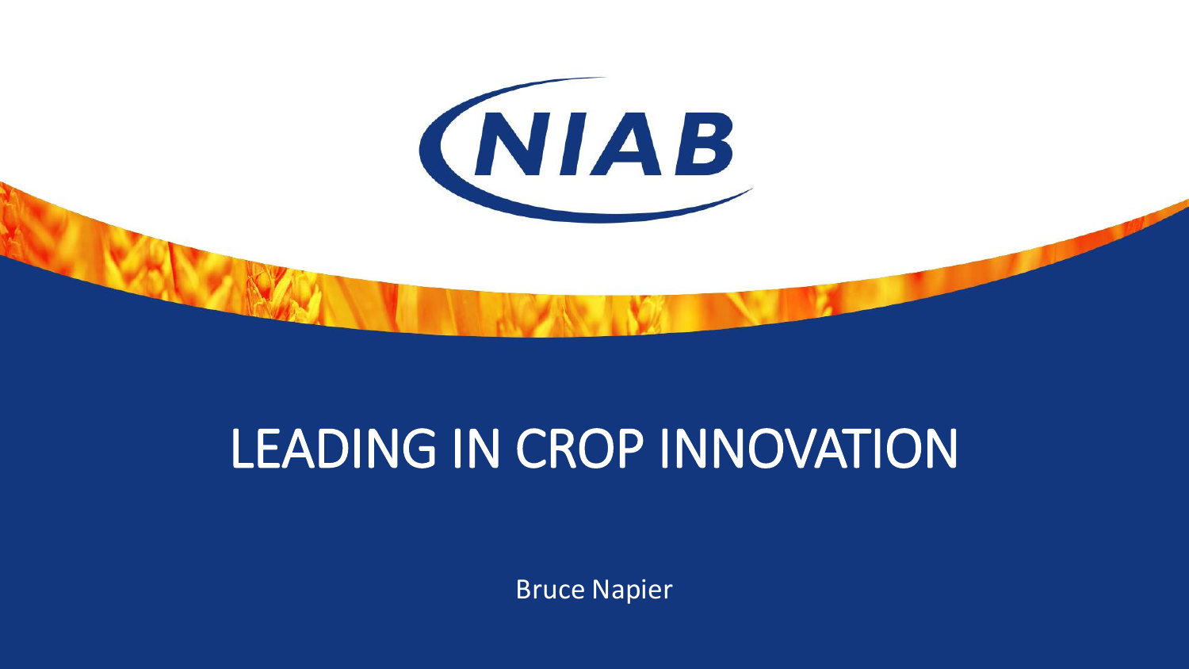NIAB

# LEADING IN CROP INNOVATION

Bruce Napier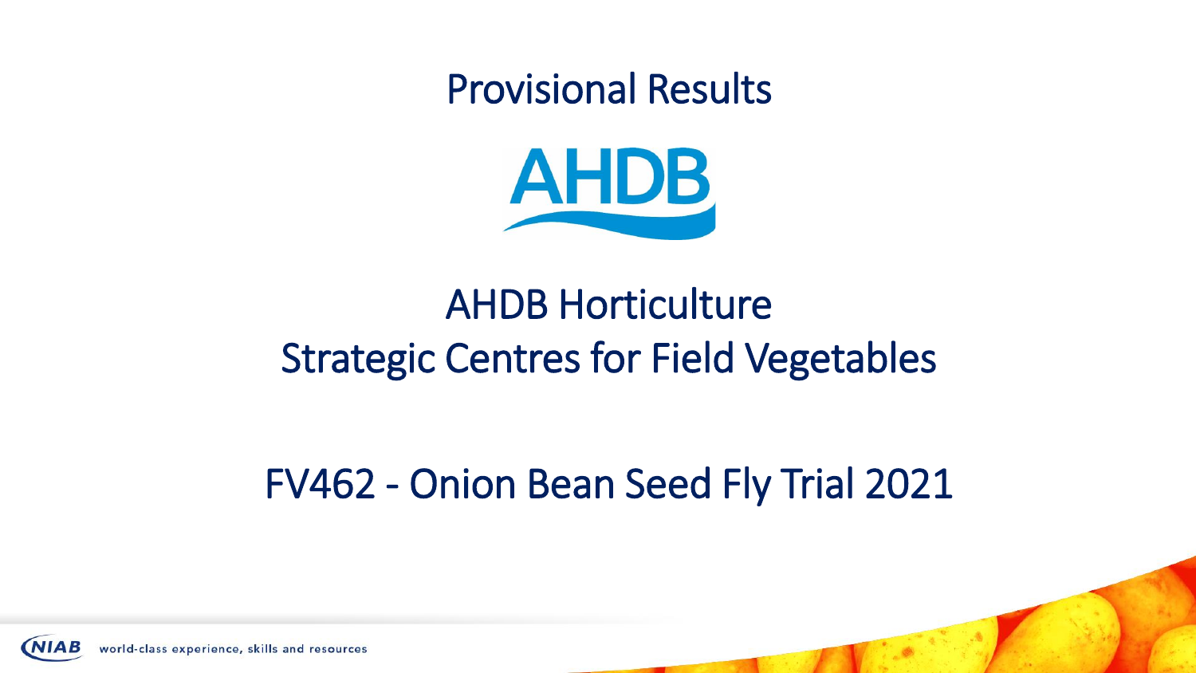Provisional Results

AHDB

# AHDB Horticulture
# Strategic Centres for Field Vegetables

## FV462 - Onion Bean Seed Fly Trial 2021

NIAB world-class experience, skills and resources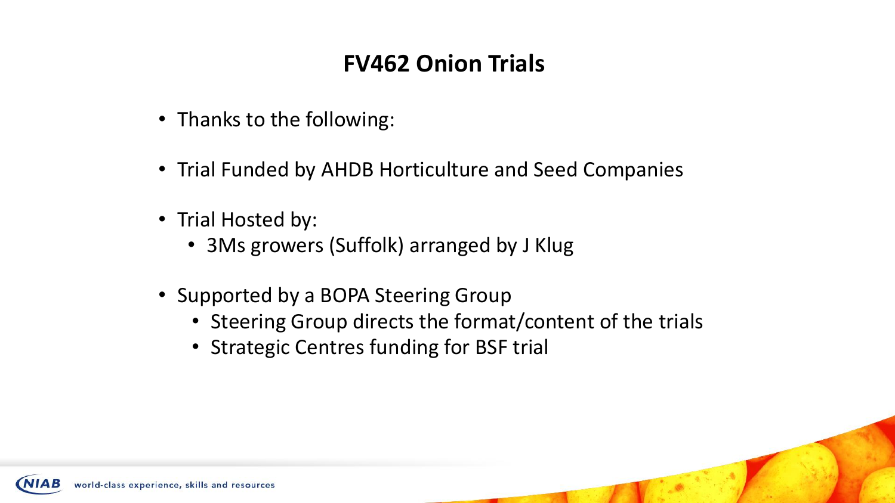# FV462 Onion Trials

- Thanks to the following:
- Trial Funded by AHDB Horticulture and Seed Companies
- Trial Hosted by:
  - 3Ms growers (Suffolk) arranged by J Klug
- Supported by a BOPA Steering Group
  - Steering Group directs the format/content of the trials
  - Strategic Centres funding for BSF trial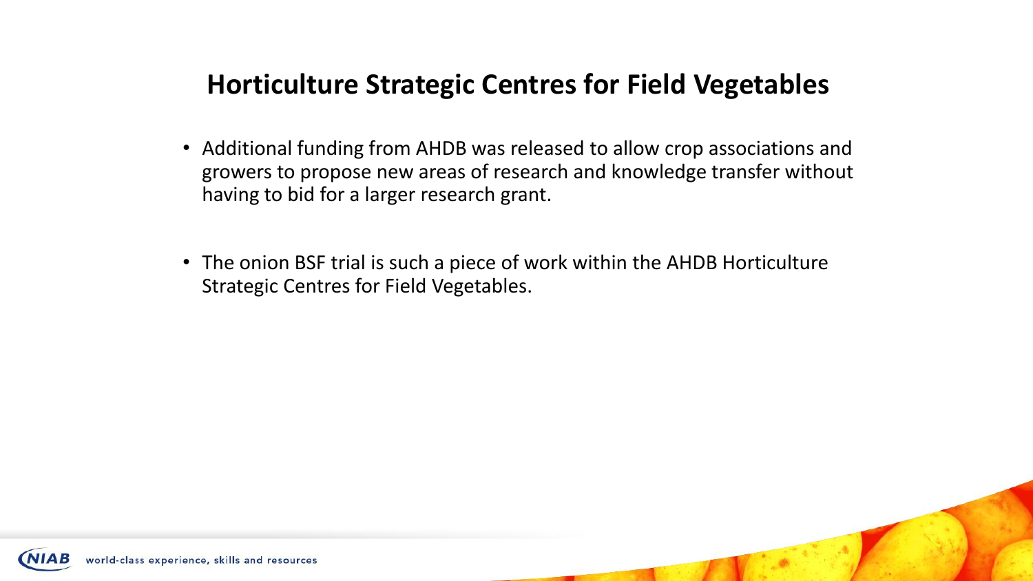## Horticulture Strategic Centres for Field Vegetables

- Additional funding from AHDB was released to allow crop associations and growers to propose new areas of research and knowledge transfer without having to bid for a larger research grant.
- The onion BSF trial is such a piece of work within the AHDB Horticulture Strategic Centres for Field Vegetables.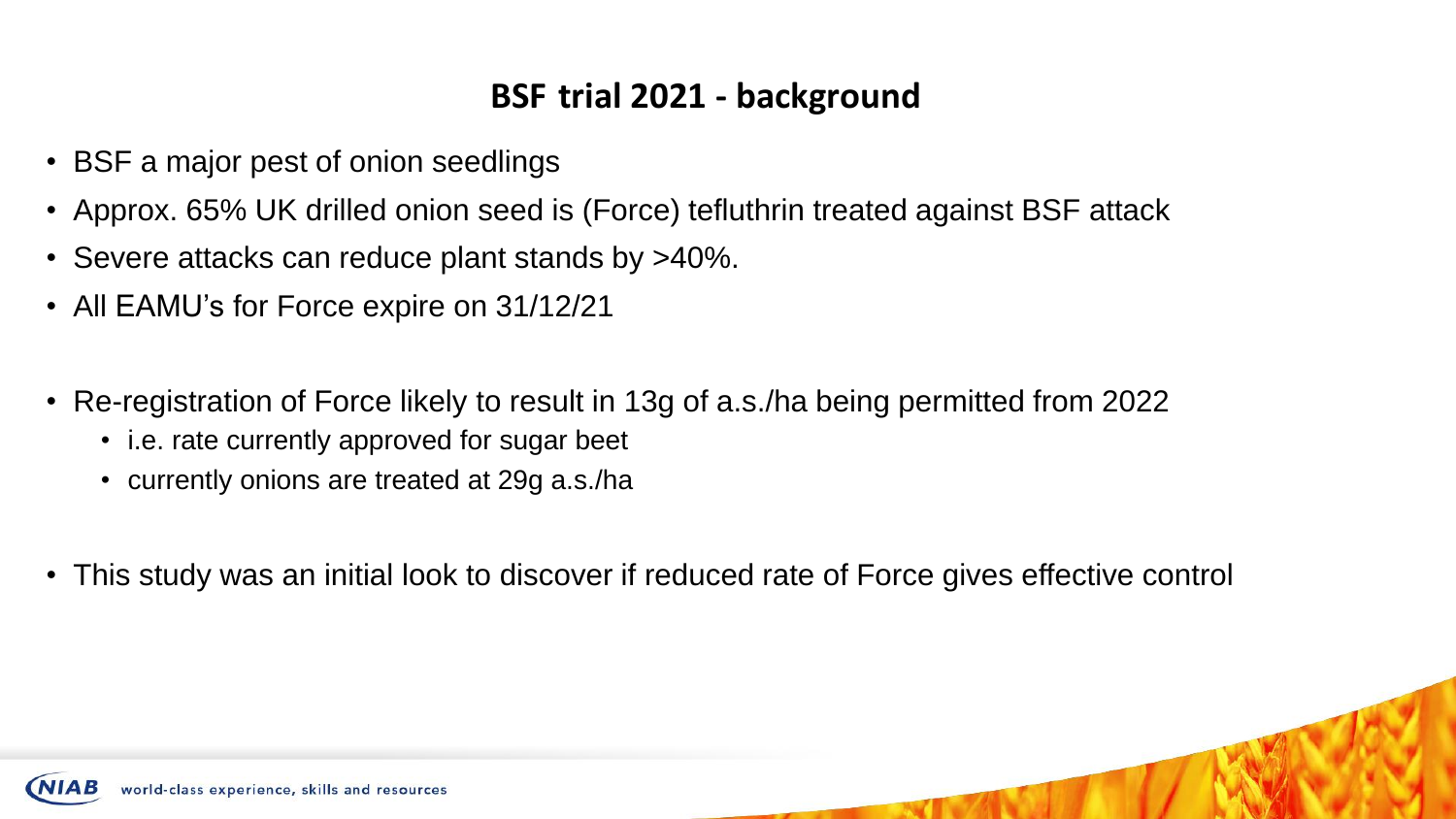## BSF trial 2021 - background

- BSF a major pest of onion seedlings
- Approx. 65% UK drilled onion seed is (Force) tefluthrin treated against BSF attack
- Severe attacks can reduce plant stands by >40%.
- All EAMU's for Force expire on 31/12/21

- Re-registration of Force likely to result in 13g of a.s./ha being permitted from 2022
  - i.e. rate currently approved for sugar beet
  - currently onions are treated at 29g a.s./ha

- This study was an initial look to discover if reduced rate of Force gives effective control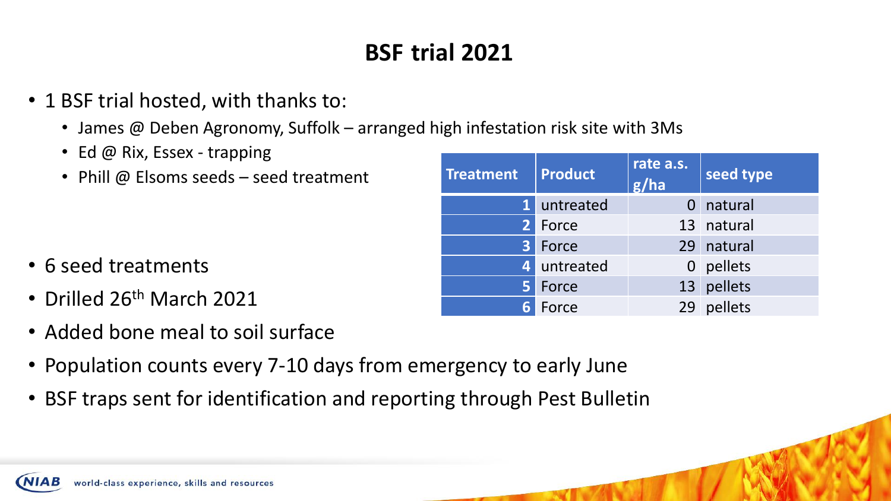# BSF trial 2021

- 1 BSF trial hosted, with thanks to:
  - James @ Deben Agronomy, Suffolk – arranged high infestation risk site with 3Ms
  - Ed @ Rix, Essex - trapping
  - Phill @ Elsoms seeds – seed treatment

| Treatment | Product | rate a.s. g/ha | seed type |
|---|---|---|---|
| 1 | untreated | 0 | natural |
| 2 | Force | 13 | natural |
| 3 | Force | 29 | natural |
| 4 | untreated | 0 | pellets |
| 5 | Force | 13 | pellets |
| 6 | Force | 29 | pellets |

- 6 seed treatments
- Drilled 26th March 2021
- Added bone meal to soil surface
- Population counts every 7-10 days from emergency to early June
- BSF traps sent for identification and reporting through Pest Bulletin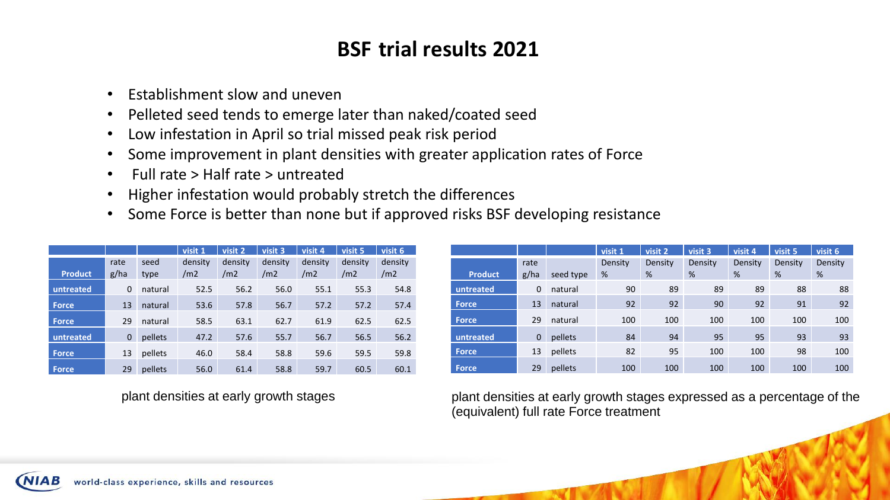# BSF trial results 2021

- Establishment slow and uneven
- Pelleted seed tends to emerge later than naked/coated seed
- Low infestation in April so trial missed peak risk period
- Some improvement in plant densities with greater application rates of Force
- Full rate > Half rate > untreated
- Higher infestation would probably stretch the differences
- Some Force is better than none but if approved risks BSF developing resistance

| | | | visit 1 | visit 2 | visit 3 | visit 4 | visit 5 | visit 6 |
|---|---|---|---|---|---|---|---|---|
| Product | rate g/ha | seed type | density /m2 | density /m2 | density /m2 | density /m2 | density /m2 | density /m2 |
| untreated | 0 | natural | 52.5 | 56.2 | 56.0 | 55.1 | 55.3 | 54.8 |
| Force | 13 | natural | 53.6 | 57.8 | 56.7 | 57.2 | 57.2 | 57.4 |
| Force | 29 | natural | 58.5 | 63.1 | 62.7 | 61.9 | 62.5 | 62.5 |
| untreated | 0 | pellets | 47.2 | 57.6 | 55.7 | 56.7 | 56.5 | 56.2 |
| Force | 13 | pellets | 46.0 | 58.4 | 58.8 | 59.6 | 59.5 | 59.8 |
| Force | 29 | pellets | 56.0 | 61.4 | 58.8 | 59.7 | 60.5 | 60.1 |

plant densities at early growth stages

| | | | visit 1 | visit 2 | visit 3 | visit 4 | visit 5 | visit 6 |
|---|---|---|---|---|---|---|---|---|
| Product | rate g/ha | seed type | Density % | Density % | Density % | Density % | Density % | Density % |
| untreated | 0 | natural | 90 | 89 | 89 | 89 | 88 | 88 |
| Force | 13 | natural | 92 | 92 | 90 | 92 | 91 | 92 |
| Force | 29 | natural | 100 | 100 | 100 | 100 | 100 | 100 |
| untreated | 0 | pellets | 84 | 94 | 95 | 95 | 93 | 93 |
| Force | 13 | pellets | 82 | 95 | 100 | 100 | 98 | 100 |
| Force | 29 | pellets | 100 | 100 | 100 | 100 | 100 | 100 |

plant densities at early growth stages expressed as a percentage of the (equivalent) full rate Force treatment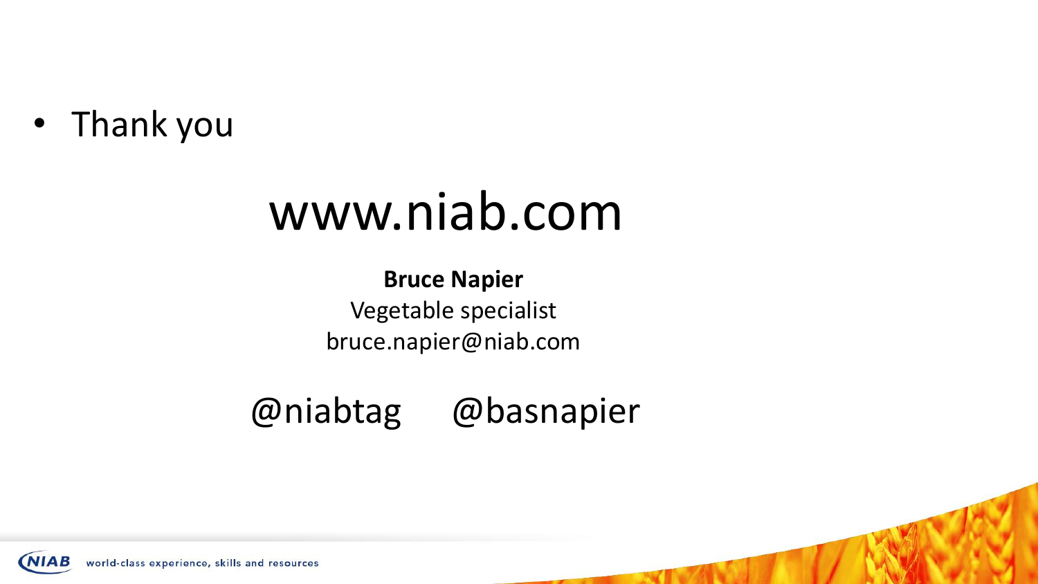- Thank you

www.niab.com

**Bruce Napier**
Vegetable specialist
bruce.napier@niab.com

@niabtag @basnapier